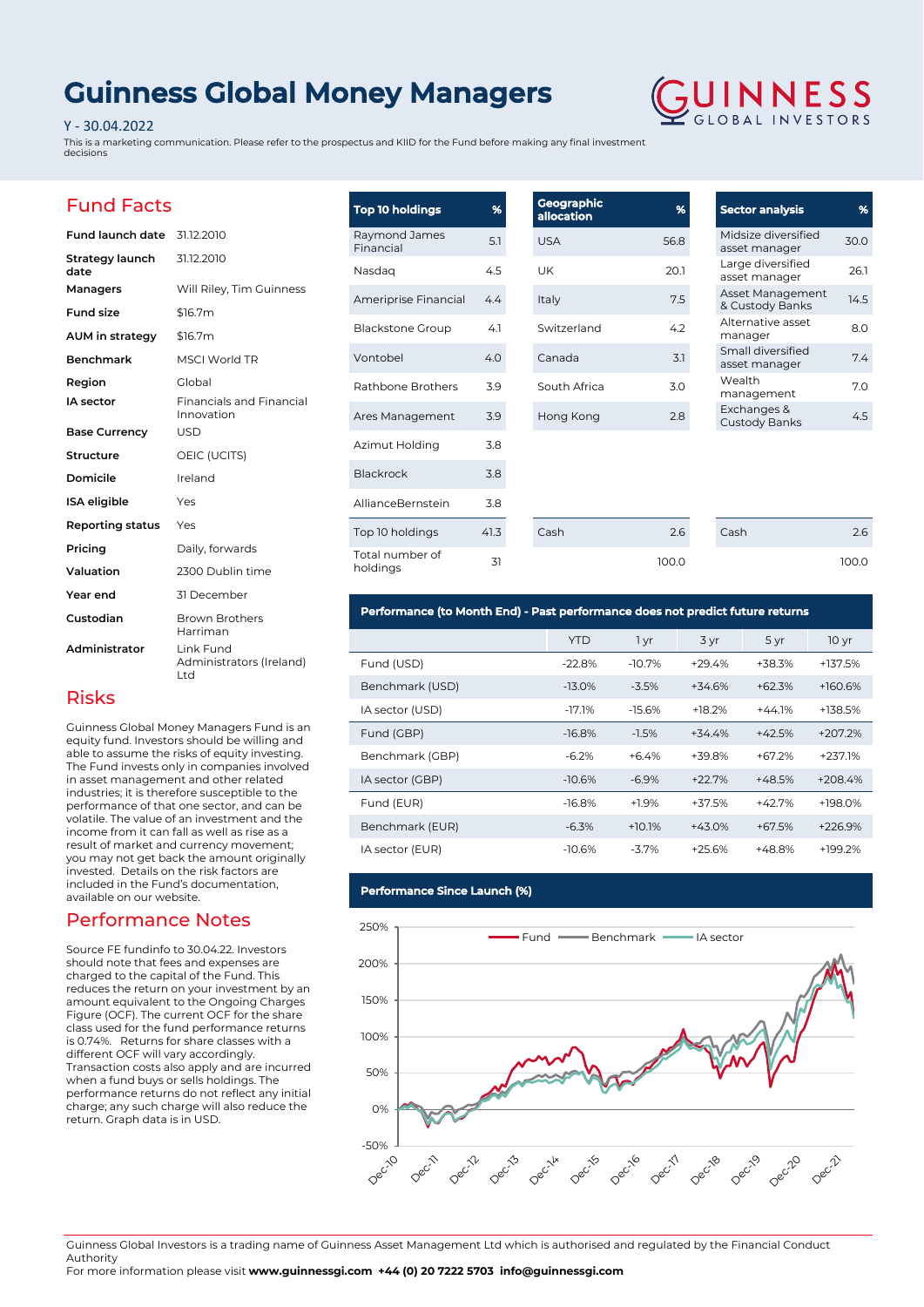# Guinness Global Money Managers

Y - 30.04.2022

This is a marketing communication. Please refer to the prospectus and KIID for the Fund before making any final investment decisions

GUINNESS GLOBAL INVESTORS

## Fund Facts

| | |
|---|---|
| **Fund launch date** | 31.12.2010 |
| **Strategy launch date** | 31.12.2010 |
| **Managers** | Will Riley, Tim Guinness |
| **Fund size** | $16.7m |
| **AUM in strategy** | $16.7m |
| **Benchmark** | MSCI World TR |
| **Region** | Global |
| **IA sector** | Financials and Financial Innovation |
| **Base Currency** | USD |
| **Structure** | OEIC (UCITS) |
| **Domicile** | Ireland |
| **ISA eligible** | Yes |
| **Reporting status** | Yes |
| **Pricing** | Daily, forwards |
| **Valuation** | 2300 Dublin time |
| **Year end** | 31 December |
| **Custodian** | Brown Brothers Harriman |
| **Administrator** | Link Fund Administrators (Ireland) Ltd |

## Risks

Guinness Global Money Managers Fund is an equity fund. Investors should be willing and able to assume the risks of equity investing. The Fund invests only in companies involved in asset management and other related industries; it is therefore susceptible to the performance of that one sector, and can be volatile. The value of an investment and the income from it can fall as well as rise as a result of market and currency movement; you may not get back the amount originally invested. Details on the risk factors are included in the Fund's documentation, available on our website.

## Performance Notes

Source FE fundinfo to 30.04.22. Investors should note that fees and expenses are charged to the capital of the Fund. This reduces the return on your investment by an amount equivalent to the Ongoing Charges Figure (OCF). The current OCF for the share class used for the fund performance returns is 0.74%. Returns for share classes with a different OCF will vary accordingly. Transaction costs also apply and are incurred when a fund buys or sells holdings. The performance returns do not reflect any initial charge; any such charge will also reduce the return. Graph data is in USD.

| Top 10 holdings | % |
|---|---|
| Raymond James Financial | 5.1 |
| Nasdaq | 4.5 |
| Ameriprise Financial | 4.4 |
| Blackstone Group | 4.1 |
| Vontobel | 4.0 |
| Rathbone Brothers | 3.9 |
| Ares Management | 3.9 |
| Azimut Holding | 3.8 |
| Blackrock | 3.8 |
| AllianceBernstein | 3.8 |
| Top 10 holdings | 41.3 |
| Total number of holdings | 31 |

| Geographic allocation | % |
|---|---|
| USA | 56.8 |
| UK | 20.1 |
| Italy | 7.5 |
| Switzerland | 4.2 |
| Canada | 3.1 |
| South Africa | 3.0 |
| Hong Kong | 2.8 |
| Cash | 2.6 |
| | 100.0 |

| Sector analysis | % |
|---|---|
| Midsize diversified asset manager | 30.0 |
| Large diversified asset manager | 26.1 |
| Asset Management & Custody Banks | 14.5 |
| Alternative asset manager | 8.0 |
| Small diversified asset manager | 7.4 |
| Wealth management | 7.0 |
| Exchanges & Custody Banks | 4.5 |
| Cash | 2.6 |
| | 100.0 |

## Performance (to Month End) - Past performance does not predict future returns

| | YTD | 1 yr | 3 yr | 5 yr | 10 yr |
|---|---|---|---|---|---|
| Fund (USD) | -22.8% | -10.7% | +29.4% | +38.3% | +137.5% |
| Benchmark (USD) | -13.0% | -3.5% | +34.6% | +62.3% | +160.6% |
| IA sector (USD) | -17.1% | -15.6% | +18.2% | +44.1% | +138.5% |
| Fund (GBP) | -16.8% | -1.5% | +34.4% | +42.5% | +207.2% |
| Benchmark (GBP) | -6.2% | +6.4% | +39.8% | +67.2% | +237.1% |
| IA sector (GBP) | -10.6% | -6.9% | +22.7% | +48.5% | +208.4% |
| Fund (EUR) | -16.8% | +1.9% | +37.5% | +42.7% | +198.0% |
| Benchmark (EUR) | -6.3% | +10.1% | +43.0% | +67.5% | +226.9% |
| IA sector (EUR) | -10.6% | -3.7% | +25.6% | +48.8% | +199.2% |

## Performance Since Launch (%)

Legend: Fund, Benchmark, IA sector. Y-axis: -50% to 250%. X-axis: Dec-10 to Dec-21.

Guinness Global Investors is a trading name of Guinness Asset Management Ltd which is authorised and regulated by the Financial Conduct Authority

For more information please visit **www.guinnessgi.com** **+44 (0) 20 7222 5703** **info@guinnessgi.com**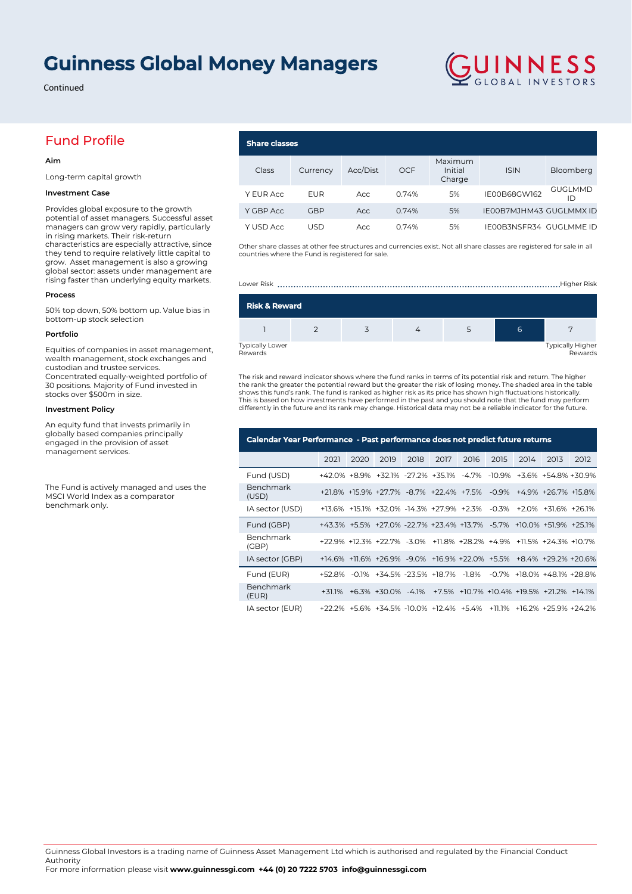# Guinness Global Money Managers

Continued

## Fund Profile

### Aim

Long-term capital growth

### Investment Case

Provides global exposure to the growth potential of asset managers. Successful asset managers can grow very rapidly, particularly in rising markets. Their risk-return characteristics are especially attractive, since they tend to require relatively little capital to grow. Asset management is also a growing global sector: assets under management are rising faster than underlying equity markets.

### Process

50% top down, 50% bottom up. Value bias in bottom-up stock selection

### Portfolio

Equities of companies in asset management, wealth management, stock exchanges and custodian and trustee services. Concentrated equally-weighted portfolio of 30 positions. Majority of Fund invested in stocks over $500m in size.

### Investment Policy

An equity fund that invests primarily in globally based companies principally engaged in the provision of asset management services.

The Fund is actively managed and uses the MSCI World Index as a comparator benchmark only.

## Share classes

| Class | Currency | Acc/Dist | OCF | Maximum Initial Charge | ISIN | Bloomberg |
|---|---|---|---|---|---|---|
| Y EUR Acc | EUR | Acc | 0.74% | 5% | IE00B68GW162 | GUGLMMD ID |
| Y GBP Acc | GBP | Acc | 0.74% | 5% | IE00B7MJHM43 | GUGLMMX ID |
| Y USD Acc | USD | Acc | 0.74% | 5% | IE00B3NSFR34 | GUGLMME ID |

Other share classes at other fee structures and currencies exist. Not all share classes are registered for sale in all countries where the Fund is registered for sale.

## Risk & Reward

Lower Risk ... Higher Risk

| 1 | 2 | 3 | 4 | 5 | **6** | 7 |
|---|---|---|---|---|---|---|

Typically Lower Rewards ... Typically Higher Rewards

The risk and reward indicator shows where the fund ranks in terms of its potential risk and return. The higher the rank the greater the potential reward but the greater the risk of losing money. The shaded area in the table shows this fund's rank. The fund is ranked as higher risk as its price has shown high fluctuations historically. This is based on how investments have performed in the past and you should note that the fund may perform differently in the future and its rank may change. Historical data may not be a reliable indicator for the future.

## Calendar Year Performance - Past performance does not predict future returns

| | 2021 | 2020 | 2019 | 2018 | 2017 | 2016 | 2015 | 2014 | 2013 | 2012 |
|---|---|---|---|---|---|---|---|---|---|---|
| Fund (USD) | +42.0% | +8.9% | +32.1% | -27.2% | +35.1% | -4.7% | -10.9% | +3.6% | +54.8% | +30.9% |
| Benchmark (USD) | +21.8% | +15.9% | +27.7% | -8.7% | +22.4% | +7.5% | -0.9% | +4.9% | +26.7% | +15.8% |
| IA sector (USD) | +13.6% | +15.1% | +32.0% | -14.3% | +27.9% | +2.3% | -0.3% | +2.0% | +31.6% | +26.1% |
| Fund (GBP) | +43.3% | +5.5% | +27.0% | -22.7% | +23.4% | +13.7% | -5.7% | +10.0% | +51.9% | +25.1% |
| Benchmark (GBP) | +22.9% | +12.3% | +22.7% | -3.0% | +11.8% | +28.2% | +4.9% | +11.5% | +24.3% | +10.7% |
| IA sector (GBP) | +14.6% | +11.6% | +26.9% | -9.0% | +16.9% | +22.0% | +5.5% | +8.4% | +29.2% | +20.6% |
| Fund (EUR) | +52.8% | -0.1% | +34.5% | -23.5% | +18.7% | -1.8% | -0.7% | +18.0% | +48.1% | +28.8% |
| Benchmark (EUR) | +31.1% | +6.3% | +30.0% | -4.1% | +7.5% | +10.7% | +10.4% | +19.5% | +21.2% | +14.1% |
| IA sector (EUR) | +22.2% | +5.6% | +34.5% | -10.0% | +12.4% | +5.4% | +11.1% | +16.2% | +25.9% | +24.2% |

Guinness Global Investors is a trading name of Guinness Asset Management Ltd which is authorised and regulated by the Financial Conduct Authority

For more information please visit **www.guinnessgi.com** **+44 (0) 20 7222 5703** **info@guinnessgi.com**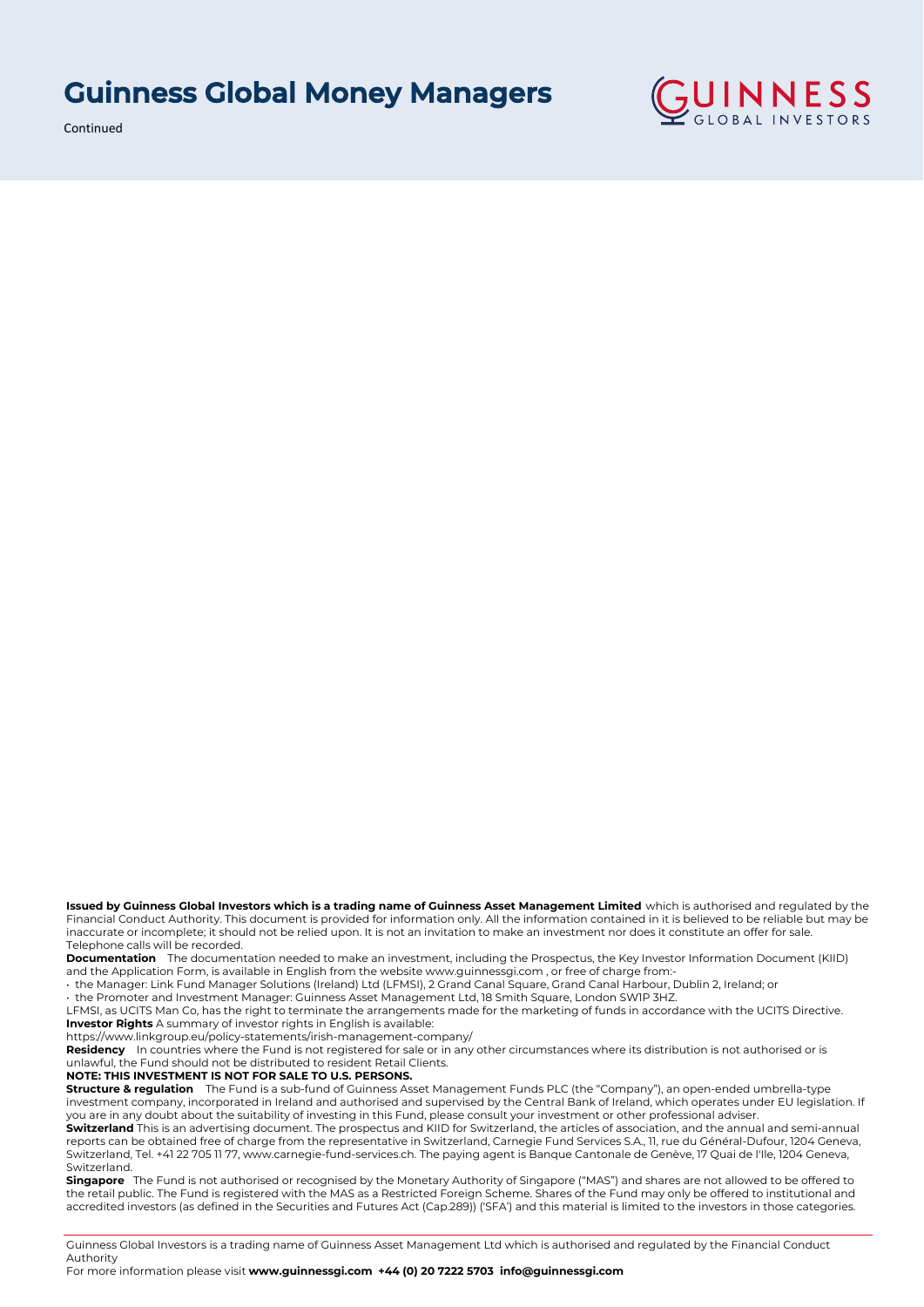# Guinness Global Money Managers

Continued

**Issued by Guinness Global Investors which is a trading name of Guinness Asset Management Limited** which is authorised and regulated by the Financial Conduct Authority. This document is provided for information only. All the information contained in it is believed to be reliable but may be inaccurate or incomplete; it should not be relied upon. It is not an invitation to make an investment nor does it constitute an offer for sale. Telephone calls will be recorded.

**Documentation** The documentation needed to make an investment, including the Prospectus, the Key Investor Information Document (KIID) and the Application Form, is available in English from the website www.guinnessgi.com , or free of charge from:-

- the Manager: Link Fund Manager Solutions (Ireland) Ltd (LFMSI), 2 Grand Canal Square, Grand Canal Harbour, Dublin 2, Ireland; or
- the Promoter and Investment Manager: Guinness Asset Management Ltd, 18 Smith Square, London SW1P 3HZ.

LFMSI, as UCITS Man Co, has the right to terminate the arrangements made for the marketing of funds in accordance with the UCITS Directive.

**Investor Rights** A summary of investor rights in English is available:
https://www.linkgroup.eu/policy-statements/irish-management-company/

**Residency** In countries where the Fund is not registered for sale or in any other circumstances where its distribution is not authorised or is unlawful, the Fund should not be distributed to resident Retail Clients.

**NOTE: THIS INVESTMENT IS NOT FOR SALE TO U.S. PERSONS.**

**Structure & regulation** The Fund is a sub-fund of Guinness Asset Management Funds PLC (the "Company"), an open-ended umbrella-type investment company, incorporated in Ireland and authorised and supervised by the Central Bank of Ireland, which operates under EU legislation. If you are in any doubt about the suitability of investing in this Fund, please consult your investment or other professional adviser.

**Switzerland** This is an advertising document. The prospectus and KIID for Switzerland, the articles of association, and the annual and semi-annual reports can be obtained free of charge from the representative in Switzerland, Carnegie Fund Services S.A., 11, rue du Général-Dufour, 1204 Geneva, Switzerland, Tel. +41 22 705 11 77, www.carnegie-fund-services.ch. The paying agent is Banque Cantonale de Genève, 17 Quai de l'Ile, 1204 Geneva, Switzerland.

**Singapore** The Fund is not authorised or recognised by the Monetary Authority of Singapore ("MAS") and shares are not allowed to be offered to the retail public. The Fund is registered with the MAS as a Restricted Foreign Scheme. Shares of the Fund may only be offered to institutional and accredited investors (as defined in the Securities and Futures Act (Cap.289)) ('SFA') and this material is limited to the investors in those categories.

Guinness Global Investors is a trading name of Guinness Asset Management Ltd which is authorised and regulated by the Financial Conduct Authority

For more information please visit **www.guinnessgi.com +44 (0) 20 7222 5703 info@guinnessgi.com**